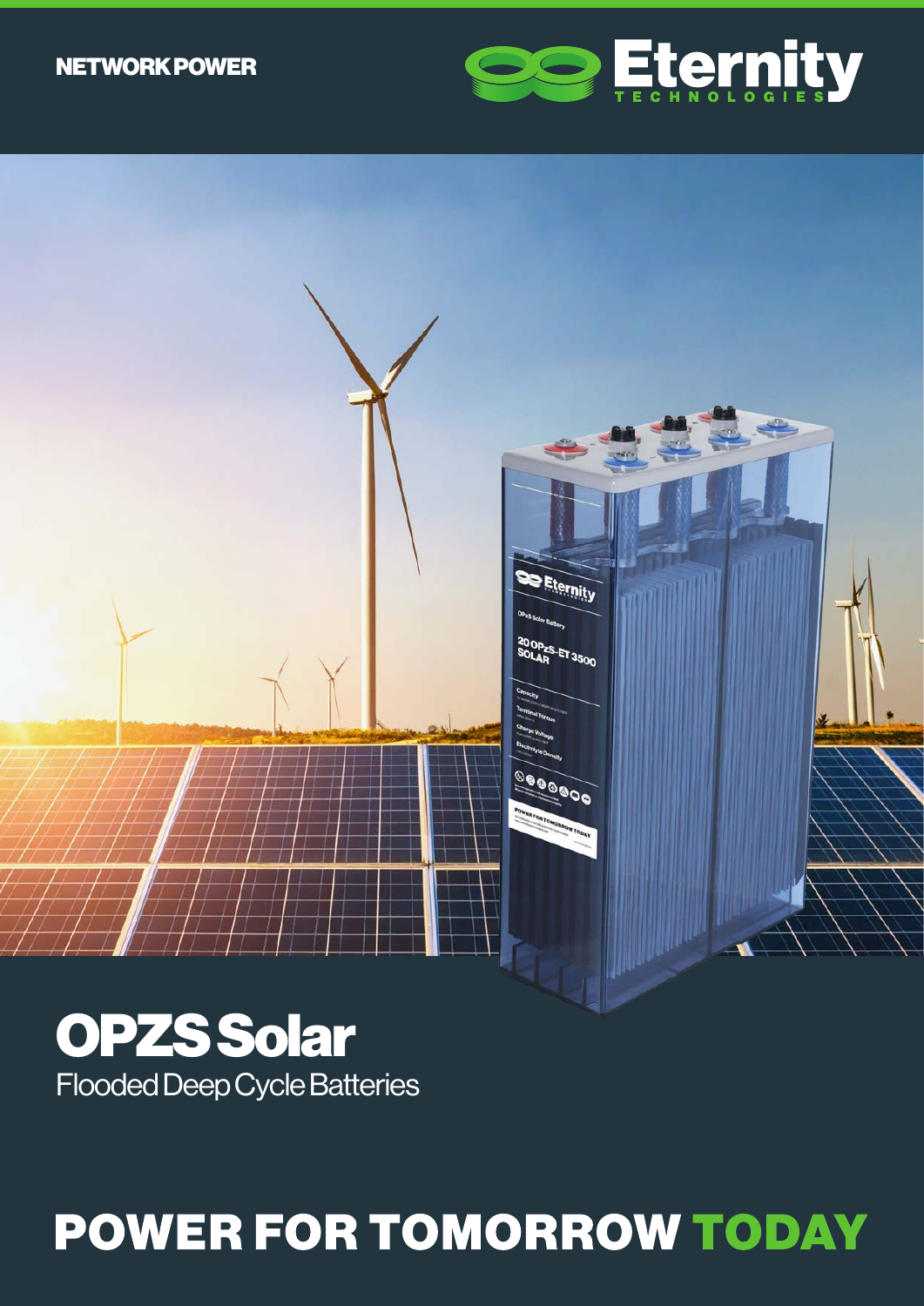NETWORK POWER

Eternity TECHNOLOGIES

# OPZS Solar

Flooded Deep Cycle Batteries

## POWER FOR TOMORROW TODAY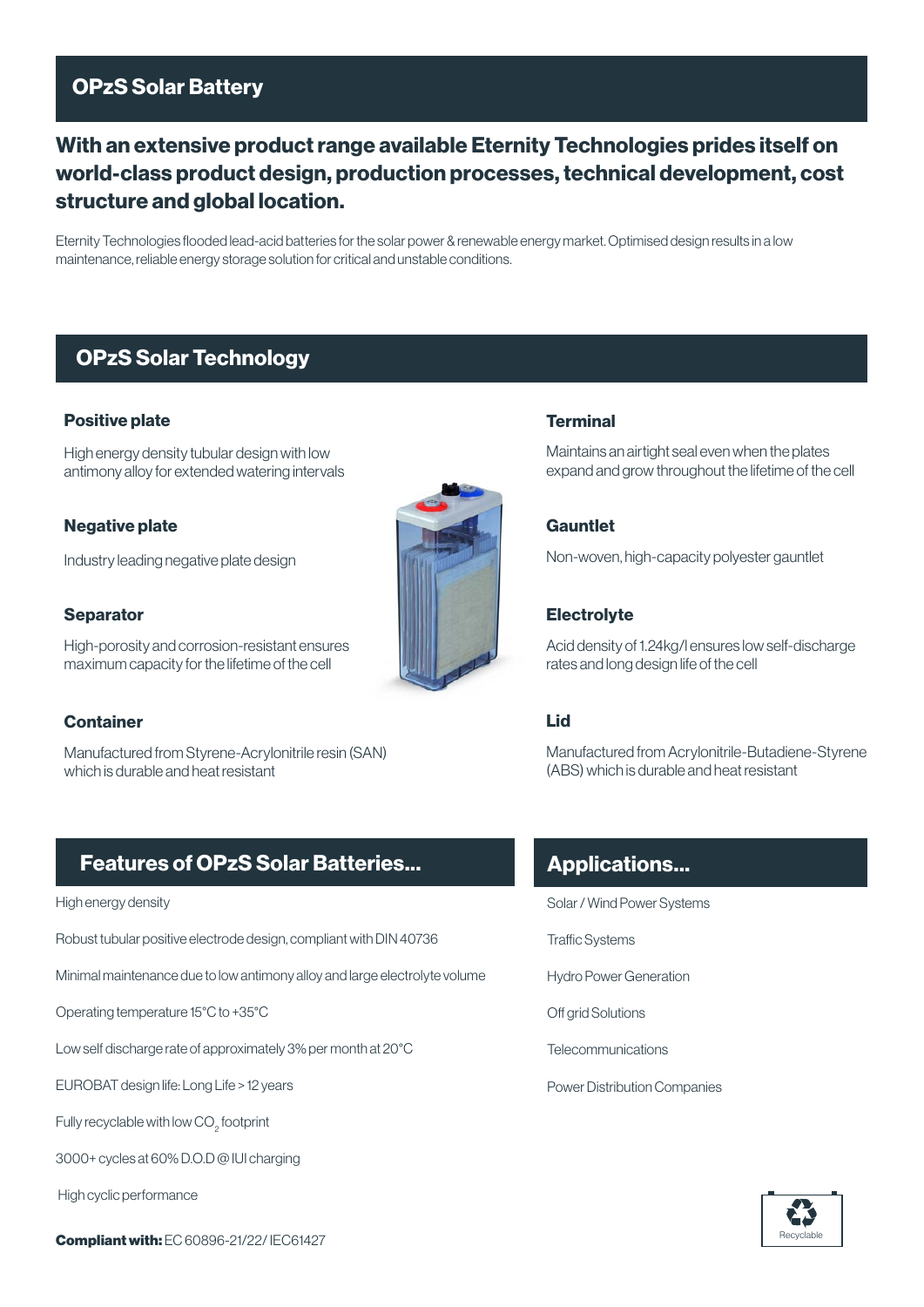## OPzS Solar Battery

**With an extensive product range available Eternity Technologies prides itself on world-class product design, production processes, technical development, cost structure and global location.**

Eternity Technologies flooded lead-acid batteries for the solar power & renewable energy market. Optimised design results in a low maintenance, reliable energy storage solution for critical and unstable conditions.

## OPzS Solar Technology

### Positive plate

High energy density tubular design with low antimony alloy for extended watering intervals

### Negative plate

Industry leading negative plate design

### Separator

High-porosity and corrosion-resistant ensures maximum capacity for the lifetime of the cell

### Container

Manufactured from Styrene-Acrylonitrile resin (SAN) which is durable and heat resistant

### Terminal

Maintains an airtight seal even when the plates expand and grow throughout the lifetime of the cell

### Gauntlet

Non-woven, high-capacity polyester gauntlet

### Electrolyte

Acid density of 1.24kg/l ensures low self-discharge rates and long design life of the cell

### Lid

Manufactured from Acrylonitrile-Butadiene-Styrene (ABS) which is durable and heat resistant

## Features of OPzS Solar Batteries...

- High energy density
- Robust tubular positive electrode design, compliant with DIN 40736
- Minimal maintenance due to low antimony alloy and large electrolyte volume
- Operating temperature 15°C to +35°C
- Low self discharge rate of approximately 3% per month at 20°C
- EUROBAT design life: Long Life > 12 years
- Fully recyclable with low $CO_2$ footprint
- 3000+ cycles at 60% D.O.D @ IUI charging
- High cyclic performance

**Compliant with:** EC 60896-21/22/ IEC61427

## Applications...

- Solar / Wind Power Systems
- Traffic Systems
- Hydro Power Generation
- Off grid Solutions
- Telecommunications
- Power Distribution Companies

Recyclable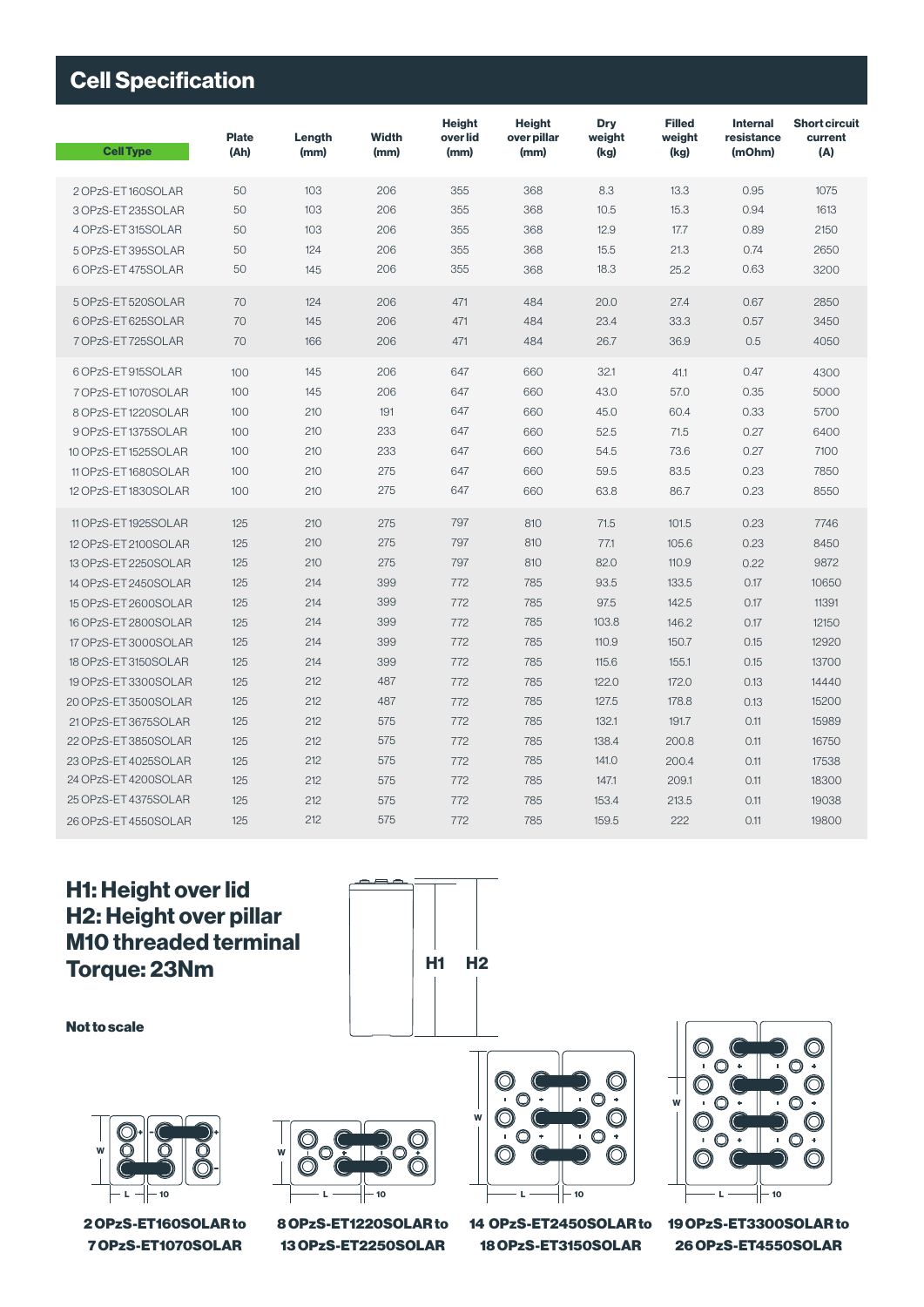## Cell Specification

| Cell Type | Plate (Ah) | Length (mm) | Width (mm) | Height over lid (mm) | Height over pillar (mm) | Dry weight (kg) | Filled weight (kg) | Internal resistance (mOhm) | Short circuit current (A) |
|---|---|---|---|---|---|---|---|---|---|
| 2 OPzS-ET 160SOLAR | 50 | 103 | 206 | 355 | 368 | 8.3 | 13.3 | 0.95 | 1075 |
| 3 OPzS-ET 235SOLAR | 50 | 103 | 206 | 355 | 368 | 10.5 | 15.3 | 0.94 | 1613 |
| 4 OPzS-ET 315SOLAR | 50 | 103 | 206 | 355 | 368 | 12.9 | 17.7 | 0.89 | 2150 |
| 5 OPzS-ET 395SOLAR | 50 | 124 | 206 | 355 | 368 | 15.5 | 21.3 | 0.74 | 2650 |
| 6 OPzS-ET 475SOLAR | 50 | 145 | 206 | 355 | 368 | 18.3 | 25.2 | 0.63 | 3200 |
| 5 OPzS-ET 520SOLAR | 70 | 124 | 206 | 471 | 484 | 20.0 | 27.4 | 0.67 | 2850 |
| 6 OPzS-ET 625SOLAR | 70 | 145 | 206 | 471 | 484 | 23.4 | 33.3 | 0.57 | 3450 |
| 7 OPzS-ET 725SOLAR | 70 | 166 | 206 | 471 | 484 | 26.7 | 36.9 | 0.5 | 4050 |
| 6 OPzS-ET 915SOLAR | 100 | 145 | 206 | 647 | 660 | 32.1 | 41.1 | 0.47 | 4300 |
| 7 OPzS-ET 1070SOLAR | 100 | 145 | 206 | 647 | 660 | 43.0 | 57.0 | 0.35 | 5000 |
| 8 OPzS-ET 1220SOLAR | 100 | 210 | 191 | 647 | 660 | 45.0 | 60.4 | 0.33 | 5700 |
| 9 OPzS-ET 1375SOLAR | 100 | 210 | 233 | 647 | 660 | 52.5 | 71.5 | 0.27 | 6400 |
| 10 OPzS-ET 1525SOLAR | 100 | 210 | 233 | 647 | 660 | 54.5 | 73.6 | 0.27 | 7100 |
| 11 OPzS-ET 1680SOLAR | 100 | 210 | 275 | 647 | 660 | 59.5 | 83.5 | 0.23 | 7850 |
| 12 OPzS-ET 1830SOLAR | 100 | 210 | 275 | 647 | 660 | 63.8 | 86.7 | 0.23 | 8550 |
| 11 OPzS-ET 1925SOLAR | 125 | 210 | 275 | 797 | 810 | 71.5 | 101.5 | 0.23 | 7746 |
| 12 OPzS-ET 2100SOLAR | 125 | 210 | 275 | 797 | 810 | 77.1 | 105.6 | 0.23 | 8450 |
| 13 OPzS-ET 2250SOLAR | 125 | 210 | 275 | 797 | 810 | 82.0 | 110.9 | 0.22 | 9872 |
| 14 OPzS-ET 2450SOLAR | 125 | 214 | 399 | 772 | 785 | 93.5 | 133.5 | 0.17 | 10650 |
| 15 OPzS-ET 2600SOLAR | 125 | 214 | 399 | 772 | 785 | 97.5 | 142.5 | 0.17 | 11391 |
| 16 OPzS-ET 2800SOLAR | 125 | 214 | 399 | 772 | 785 | 103.8 | 146.2 | 0.17 | 12150 |
| 17 OPzS-ET 3000SOLAR | 125 | 214 | 399 | 772 | 785 | 110.9 | 150.7 | 0.15 | 12920 |
| 18 OPzS-ET 3150SOLAR | 125 | 214 | 399 | 772 | 785 | 115.6 | 155.1 | 0.15 | 13700 |
| 19 OPzS-ET 3300SOLAR | 125 | 212 | 487 | 772 | 785 | 122.0 | 172.0 | 0.13 | 14440 |
| 20 OPzS-ET 3500SOLAR | 125 | 212 | 487 | 772 | 785 | 127.5 | 178.8 | 0.13 | 15200 |
| 21 OPzS-ET 3675SOLAR | 125 | 212 | 575 | 772 | 785 | 132.1 | 191.7 | 0.11 | 15989 |
| 22 OPzS-ET 3850SOLAR | 125 | 212 | 575 | 772 | 785 | 138.4 | 200.8 | 0.11 | 16750 |
| 23 OPzS-ET 4025SOLAR | 125 | 212 | 575 | 772 | 785 | 141.0 | 200.4 | 0.11 | 17538 |
| 24 OPzS-ET 4200SOLAR | 125 | 212 | 575 | 772 | 785 | 147.1 | 209.1 | 0.11 | 18300 |
| 25 OPzS-ET 4375SOLAR | 125 | 212 | 575 | 772 | 785 | 153.4 | 213.5 | 0.11 | 19038 |
| 26 OPzS-ET 4550SOLAR | 125 | 212 | 575 | 772 | 785 | 159.5 | 222 | 0.11 | 19800 |

**H1: Height over lid**
**H2: Height over pillar**
**M10 threaded terminal**
**Torque: 23Nm**

**Not to scale**

**2 OPzS-ET160SOLAR to 7 OPzS-ET1070SOLAR**

**8 OPzS-ET1220SOLAR to 13 OPzS-ET2250SOLAR**

**14 OPzS-ET2450SOLAR to 18 OPzS-ET3150SOLAR**

**19 OPzS-ET3300SOLAR to 26 OPzS-ET4550SOLAR**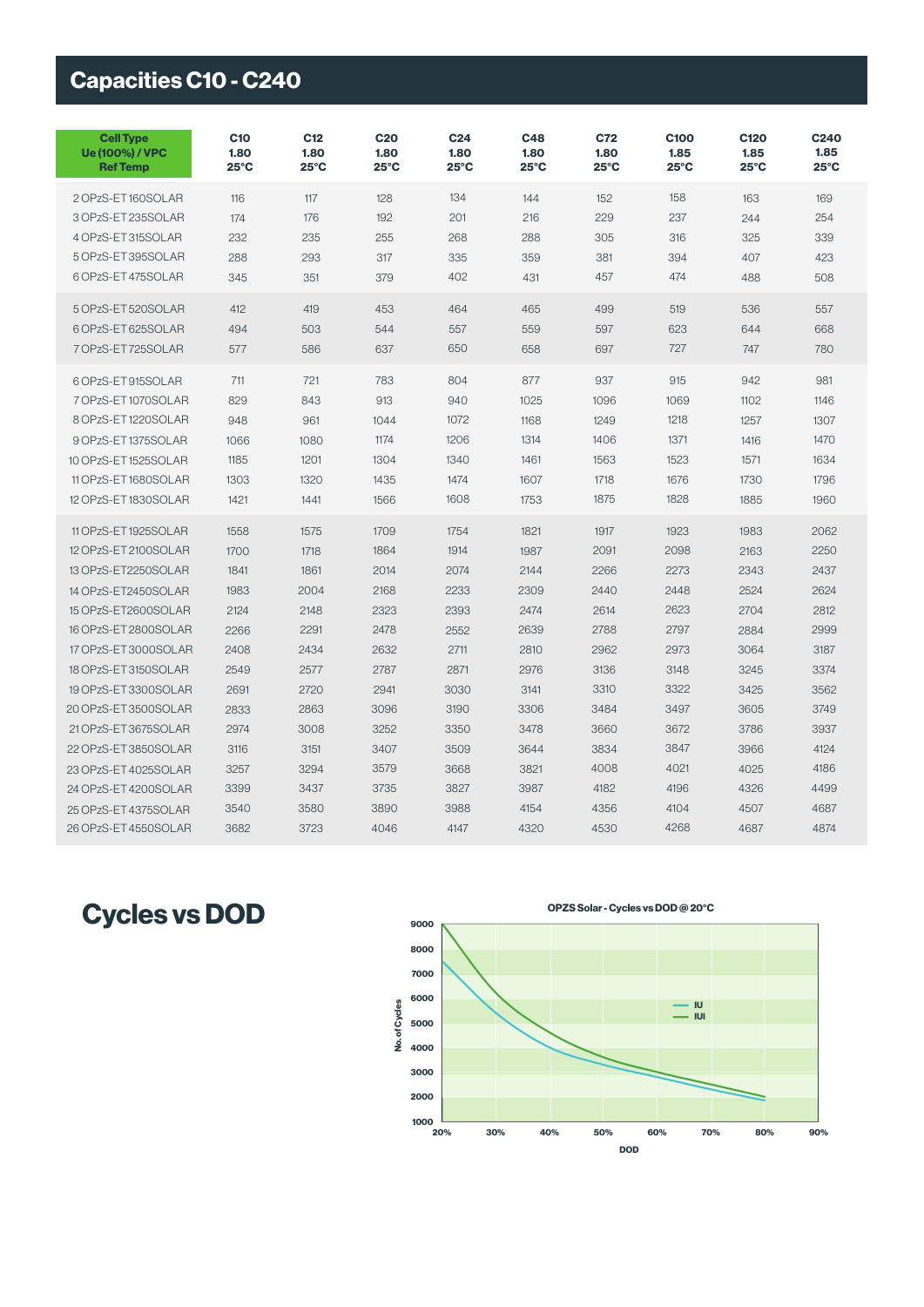## Capacities C10 - C240

| Cell Type<br>Ue (100%) / VPC<br>Ref Temp | C10<br>1.80<br>25°C | C12<br>1.80<br>25°C | C20<br>1.80<br>25°C | C24<br>1.80<br>25°C | C48<br>1.80<br>25°C | C72<br>1.80<br>25°C | C100<br>1.85<br>25°C | C120<br>1.85<br>25°C | C240<br>1.85<br>25°C |
|---|---|---|---|---|---|---|---|---|---|
| 2 OPzS-ET 160SOLAR | 116 | 117 | 128 | 134 | 144 | 152 | 158 | 163 | 169 |
| 3 OPzS-ET 235SOLAR | 174 | 176 | 192 | 201 | 216 | 229 | 237 | 244 | 254 |
| 4 OPzS-ET 315SOLAR | 232 | 235 | 255 | 268 | 288 | 305 | 316 | 325 | 339 |
| 5 OPzS-ET 395SOLAR | 288 | 293 | 317 | 335 | 359 | 381 | 394 | 407 | 423 |
| 6 OPzS-ET 475SOLAR | 345 | 351 | 379 | 402 | 431 | 457 | 474 | 488 | 508 |
| 5 OPzS-ET 520SOLAR | 412 | 419 | 453 | 464 | 465 | 499 | 519 | 536 | 557 |
| 6 OPzS-ET 625SOLAR | 494 | 503 | 544 | 557 | 559 | 597 | 623 | 644 | 668 |
| 7 OPzS-ET 725SOLAR | 577 | 586 | 637 | 650 | 658 | 697 | 727 | 747 | 780 |
| 6 OPzS-ET 915SOLAR | 711 | 721 | 783 | 804 | 877 | 937 | 915 | 942 | 981 |
| 7 OPzS-ET 1070SOLAR | 829 | 843 | 913 | 940 | 1025 | 1096 | 1069 | 1102 | 1146 |
| 8 OPzS-ET 1220SOLAR | 948 | 961 | 1044 | 1072 | 1168 | 1249 | 1218 | 1257 | 1307 |
| 9 OPzS-ET 1375SOLAR | 1066 | 1080 | 1174 | 1206 | 1314 | 1406 | 1371 | 1416 | 1470 |
| 10 OPzS-ET 1525SOLAR | 1185 | 1201 | 1304 | 1340 | 1461 | 1563 | 1523 | 1571 | 1634 |
| 11 OPzS-ET 1680SOLAR | 1303 | 1320 | 1435 | 1474 | 1607 | 1718 | 1676 | 1730 | 1796 |
| 12 OPzS-ET 1830SOLAR | 1421 | 1441 | 1566 | 1608 | 1753 | 1875 | 1828 | 1885 | 1960 |
| 11 OPzS-ET 1925SOLAR | 1558 | 1575 | 1709 | 1754 | 1821 | 1917 | 1923 | 1983 | 2062 |
| 12 OPzS-ET 2100SOLAR | 1700 | 1718 | 1864 | 1914 | 1987 | 2091 | 2098 | 2163 | 2250 |
| 13 OPzS-ET2250SOLAR | 1841 | 1861 | 2014 | 2074 | 2144 | 2266 | 2273 | 2343 | 2437 |
| 14 OPzS-ET2450SOLAR | 1983 | 2004 | 2168 | 2233 | 2309 | 2440 | 2448 | 2524 | 2624 |
| 15 OPzS-ET2600SOLAR | 2124 | 2148 | 2323 | 2393 | 2474 | 2614 | 2623 | 2704 | 2812 |
| 16 OPzS-ET 2800SOLAR | 2266 | 2291 | 2478 | 2552 | 2639 | 2788 | 2797 | 2884 | 2999 |
| 17 OPzS-ET 3000SOLAR | 2408 | 2434 | 2632 | 2711 | 2810 | 2962 | 2973 | 3064 | 3187 |
| 18 OPzS-ET 3150SOLAR | 2549 | 2577 | 2787 | 2871 | 2976 | 3136 | 3148 | 3245 | 3374 |
| 19 OPzS-ET 3300SOLAR | 2691 | 2720 | 2941 | 3030 | 3141 | 3310 | 3322 | 3425 | 3562 |
| 20 OPzS-ET 3500SOLAR | 2833 | 2863 | 3096 | 3190 | 3306 | 3484 | 3497 | 3605 | 3749 |
| 21 OPzS-ET 3675SOLAR | 2974 | 3008 | 3252 | 3350 | 3478 | 3660 | 3672 | 3786 | 3937 |
| 22 OPzS-ET 3850SOLAR | 3116 | 3151 | 3407 | 3509 | 3644 | 3834 | 3847 | 3966 | 4124 |
| 23 OPzS-ET 4025SOLAR | 3257 | 3294 | 3579 | 3668 | 3821 | 4008 | 4021 | 4025 | 4186 |
| 24 OPzS-ET 4200SOLAR | 3399 | 3437 | 3735 | 3827 | 3987 | 4182 | 4196 | 4326 | 4499 |
| 25 OPzS-ET 4375SOLAR | 3540 | 3580 | 3890 | 3988 | 4154 | 4356 | 4104 | 4507 | 4687 |
| 26 OPzS-ET 4550SOLAR | 3682 | 3723 | 4046 | 4147 | 4320 | 4530 | 4268 | 4687 | 4874 |

## Cycles vs DOD

OPZS Solar - Cycles vs DOD @ 20°C

Legend: IU, IUI

Y-axis: No. of Cycles (1000–9000)
X-axis: DOD (20%–90%)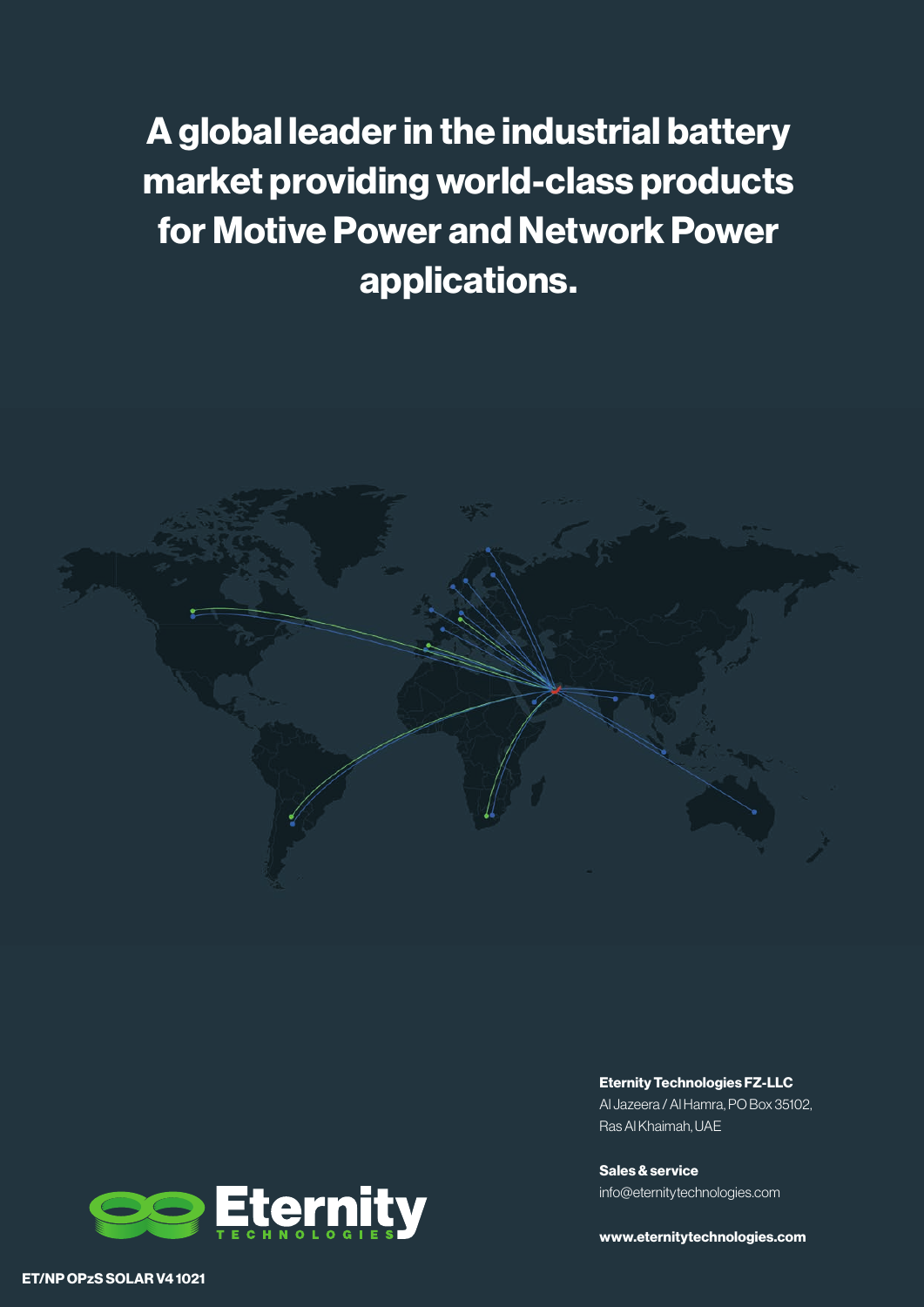# A global leader in the industrial battery market providing world-class products for Motive Power and Network Power applications.

**Eternity Technologies FZ-LLC**
Al Jazeera / Al Hamra, PO Box 35102,
Ras Al Khaimah, UAE

**Sales & service**
info@eternitytechnologies.com

**www.eternitytechnologies.com**

Eternity
TECHNOLOGIES

**ET/NP OPzS SOLAR V4 1021**